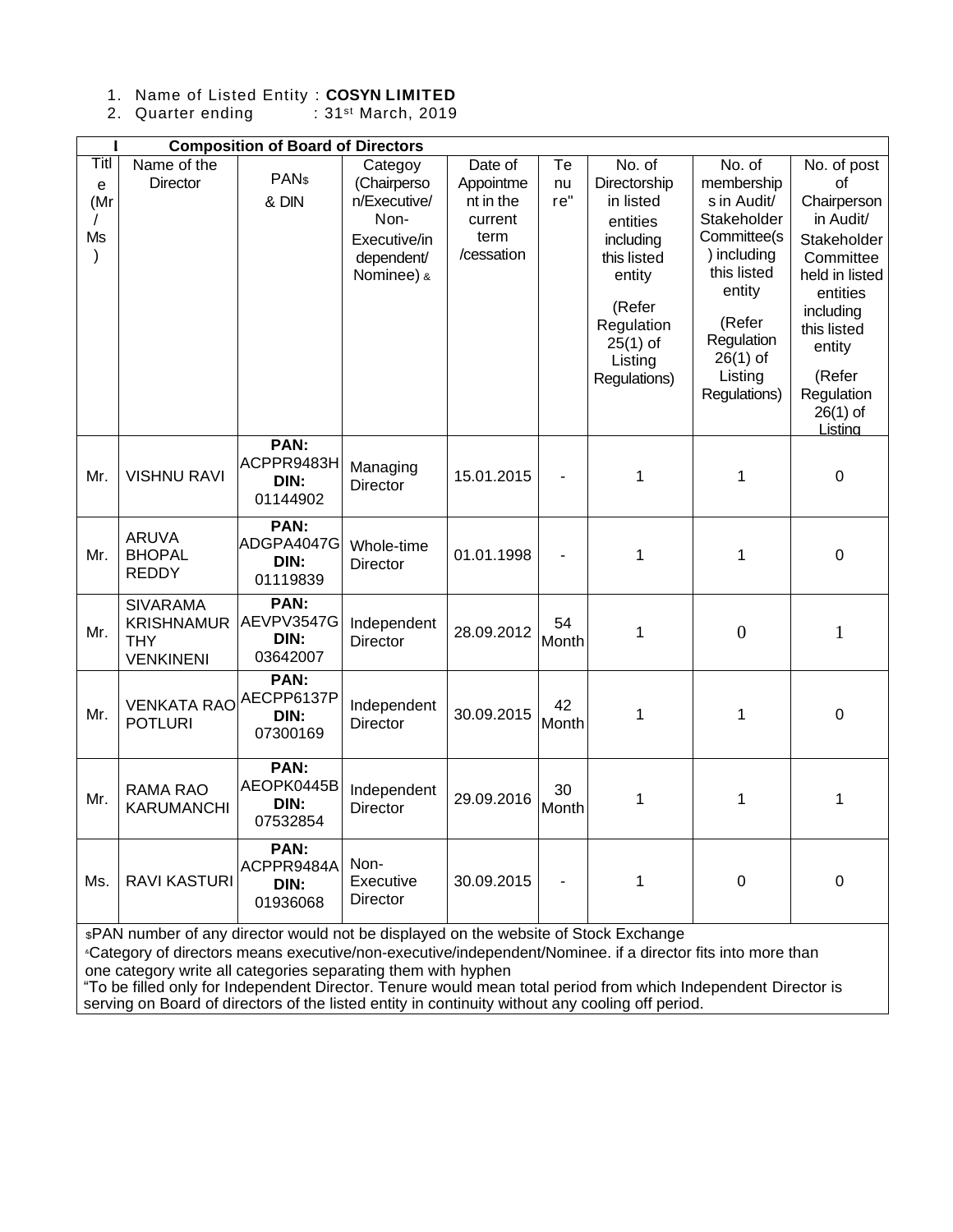1. Name of Listed Entity : **COSYN LIMITED**
2. Quarter ending : 31st March, 2019

| I | Composition of Board of Directors | | | | | | | |
|---|---|---|---|---|---|---|---|---|
| Title (Mr / Ms ) | Name of the Director | PAN$ & DIN | Category (Chairperson/Executive/ Non-Executive/independent/ Nominee) & | Date of Appointment in the current term /cessation | Tenure" | No. of Directorship in listed entities including this listed entity (Refer Regulation 25(1) of Listing Regulations) | No. of memberships in Audit/ Stakeholder Committee(s) including this listed entity (Refer Regulation 26(1) of Listing Regulations) | No. of post of Chairperson in Audit/ Stakeholder Committee held in listed entities including this listed entity (Refer Regulation 26(1) of Listing |
| Mr. | VISHNU RAVI | **PAN:** ACPPR9483H **DIN:** 01144902 | Managing Director | 15.01.2015 | - | 1 | 1 | 0 |
| Mr. | ARUVA BHOPAL REDDY | **PAN:** ADGPA4047G **DIN:** 01119839 | Whole-time Director | 01.01.1998 | - | 1 | 1 | 0 |
| Mr. | SIVARAMA KRISHNAMURTHY VENKINENI | **PAN:** AEVPV3547G **DIN:** 03642007 | Independent Director | 28.09.2012 | 54 Month | 1 | 0 | 1 |
| Mr. | VENKATA RAO POTLURI | **PAN:** AECPP6137P **DIN:** 07300169 | Independent Director | 30.09.2015 | 42 Month | 1 | 1 | 0 |
| Mr. | RAMA RAO KARUMANCHI | **PAN:** AEOPK0445B **DIN:** 07532854 | Independent Director | 29.09.2016 | 30 Month | 1 | 1 | 1 |
| Ms. | RAVI KASTURI | **PAN:** ACPPR9484A **DIN:** 01936068 | Non-Executive Director | 30.09.2015 | - | 1 | 0 | 0 |

$PAN number of any director would not be displayed on the website of Stock Exchange

&Category of directors means executive/non-executive/independent/Nominee. if a director fits into more than one category write all categories separating them with hyphen

"To be filled only for Independent Director. Tenure would mean total period from which Independent Director is serving on Board of directors of the listed entity in continuity without any cooling off period.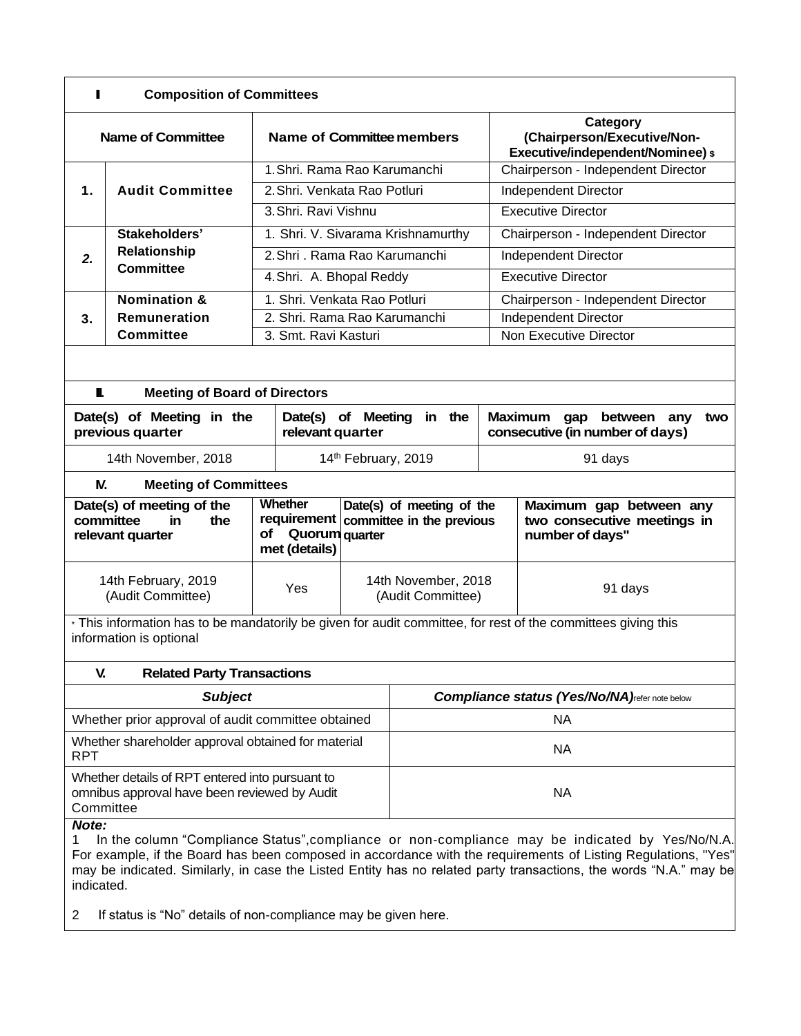## I Composition of Committees

| | Name of Committee | Name of Committee members | Category (Chairperson/Executive/Non-Executive/independent/Nominee) $ |
|---|---|---|---|
| 1. | Audit Committee | 1. Shri. Rama Rao Karumanchi | Chairperson - Independent Director |
| | | 2. Shri. Venkata Rao Potluri | Independent Director |
| | | 3. Shri. Ravi Vishnu | Executive Director |
| 2. | Stakeholders' Relationship Committee | 1. Shri. V. Sivarama Krishnamurthy | Chairperson - Independent Director |
| | | 2. Shri . Rama Rao Karumanchi | Independent Director |
| | | 4. Shri. A. Bhopal Reddy | Executive Director |
| 3. | Nomination & Remuneration Committee | 1. Shri. Venkata Rao Potluri | Chairperson - Independent Director |
| | | 2. Shri. Rama Rao Karumanchi | Independent Director |
| | | 3. Smt. Ravi Kasturi | Non Executive Director |

## II. Meeting of Board of Directors

| Date(s) of Meeting in the previous quarter | Date(s) of Meeting in the relevant quarter | Maximum gap between any two consecutive (in number of days) |
|---|---|---|
| 14th November, 2018 | 14th February, 2019 | 91 days |

## IV. Meeting of Committees

| Date(s) of meeting of the committee in the relevant quarter | Whether requirement of Quorum met (details) | Date(s) of meeting of the committee in the previous quarter | Maximum gap between any two consecutive meetings in number of days" |
|---|---|---|---|
| 14th February, 2019 (Audit Committee) | Yes | 14th November, 2018 (Audit Committee) | 91 days |

* This information has to be mandatorily be given for audit committee, for rest of the committees giving this information is optional

## V. Related Party Transactions

| *Subject* | *Compliance status (Yes/No/NA)* refer note below |
|---|---|
| Whether prior approval of audit committee obtained | NA |
| Whether shareholder approval obtained for material RPT | NA |
| Whether details of RPT entered into pursuant to omnibus approval have been reviewed by Audit Committee | NA |

***Note:***

1 In the column "Compliance Status", compliance or non-compliance may be indicated by Yes/No/N.A. For example, if the Board has been composed in accordance with the requirements of Listing Regulations, "Yes" may be indicated. Similarly, in case the Listed Entity has no related party transactions, the words "N.A." may be indicated.

2 If status is "No" details of non-compliance may be given here.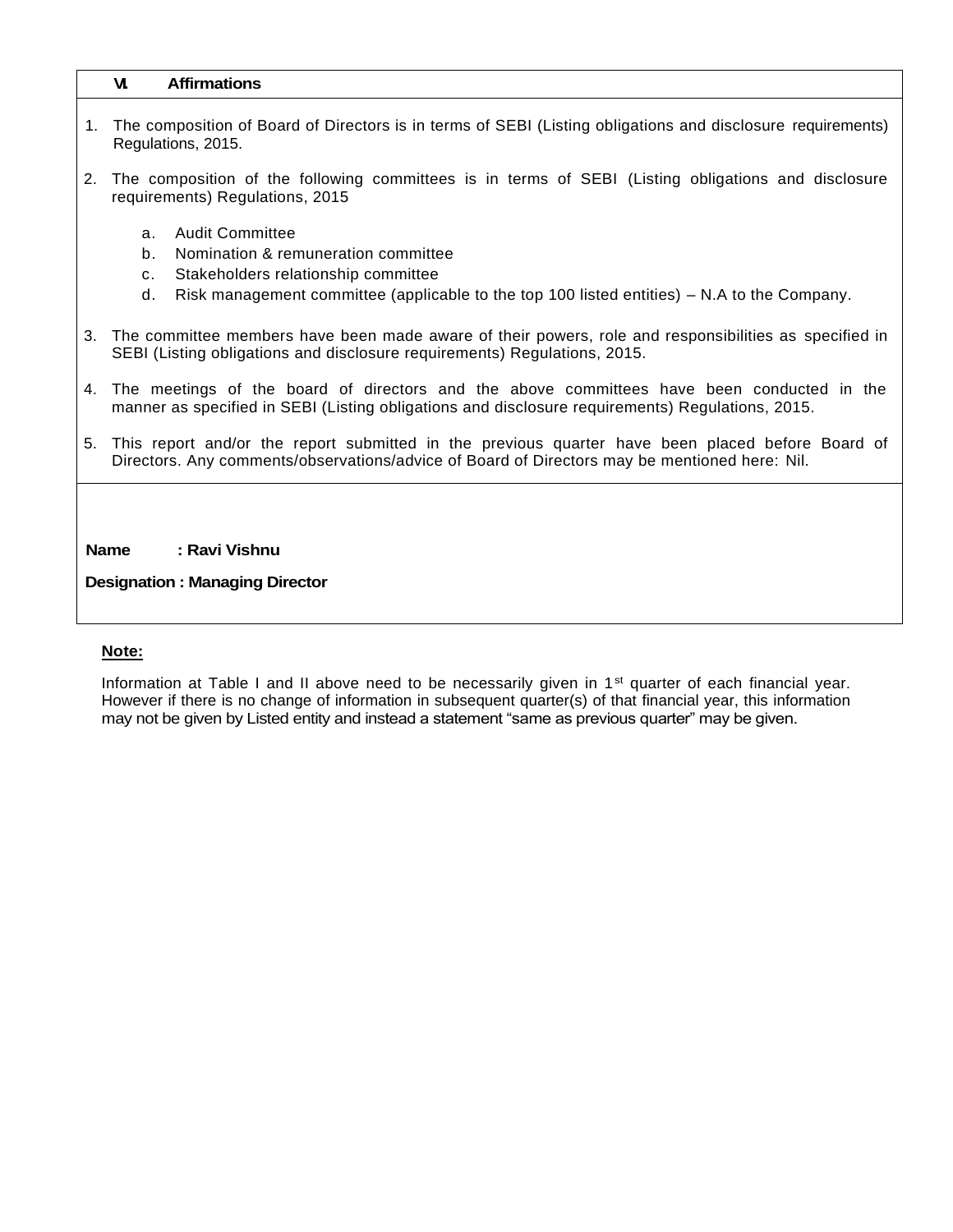## VI. Affirmations

1. The composition of Board of Directors is in terms of SEBI (Listing obligations and disclosure requirements) Regulations, 2015.

2. The composition of the following committees is in terms of SEBI (Listing obligations and disclosure requirements) Regulations, 2015

    a. Audit Committee
    b. Nomination & remuneration committee
    c. Stakeholders relationship committee
    d. Risk management committee (applicable to the top 100 listed entities) – N.A to the Company.

3. The committee members have been made aware of their powers, role and responsibilities as specified in SEBI (Listing obligations and disclosure requirements) Regulations, 2015.

4. The meetings of the board of directors and the above committees have been conducted in the manner as specified in SEBI (Listing obligations and disclosure requirements) Regulations, 2015.

5. This report and/or the report submitted in the previous quarter have been placed before Board of Directors. Any comments/observations/advice of Board of Directors may be mentioned here: Nil.

**Name : Ravi Vishnu**

**Designation : Managing Director**

**Note:**

Information at Table I and II above need to be necessarily given in 1st quarter of each financial year. However if there is no change of information in subsequent quarter(s) of that financial year, this information may not be given by Listed entity and instead a statement "same as previous quarter" may be given.